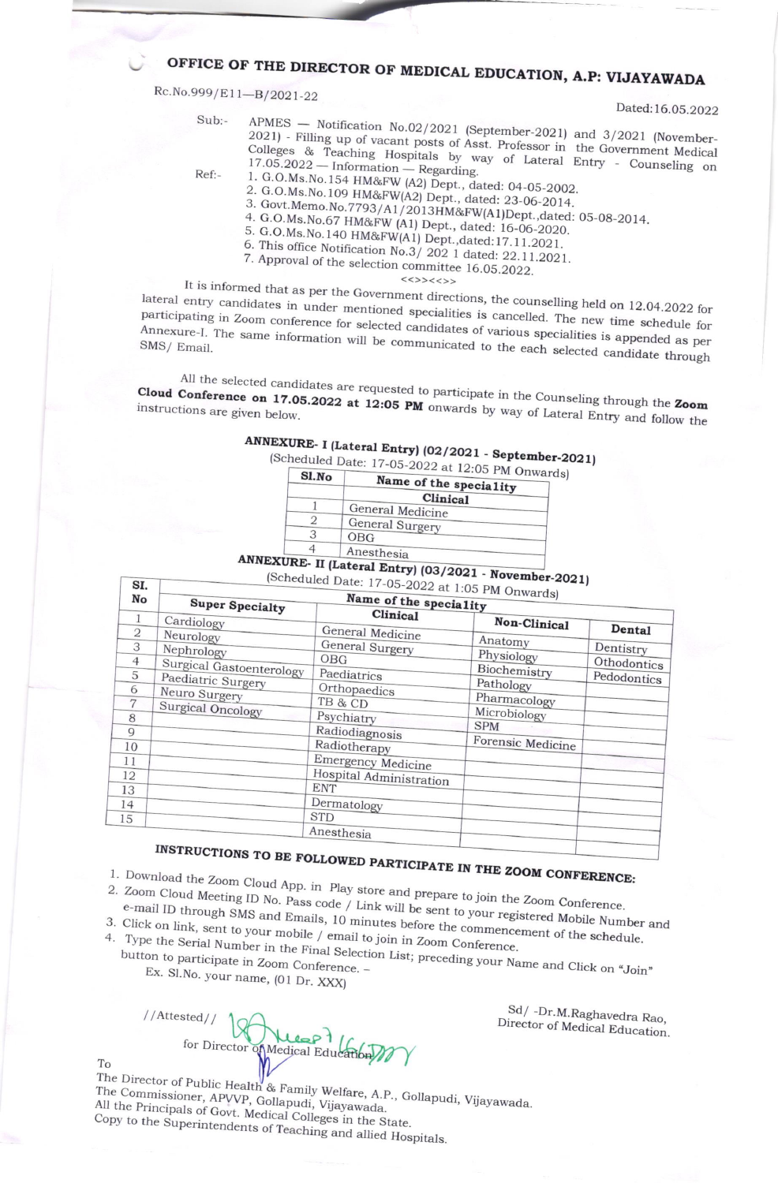# OFFICE OF THE DIRECTOR OF MEDICAL EDUCATION, A.P: VIJAYAWADA

Rc.No.999/E11—B/2021-22

Dated:16.05.2022

Sub:- APMES — Notification No.02/2021 (September-2021) and 3/2021 (November-2021) - Filling up of vacant posts of Asst. Professor in the Government Medical Colleges & Teaching Hospitals by way of Lateral Entry - Counseling on 17.05.2022 — Information — Regarding.

Ref:-
1. G.O.Ms.No.154 HM&FW (A2) Dept., dated: 04-05-2002.
2. G.O.Ms.No.109 HM&FW(A2) Dept., dated: 23-06-2014.
3. Govt.Memo.No.7793/A1/2013HM&FW(A1)Dept.,dated: 05-08-2014.
4. G.O.Ms.No.67 HM&FW (A1) Dept., dated: 16-06-2020.
5. G.O.Ms.No.140 HM&FW(A1) Dept.,dated:17.11.2021.
6. This office Notification No.3/ 202 1 dated: 22.11.2021.
7. Approval of the selection committee 16.05.2022.

<<>><<>>

It is informed that as per the Government directions, the counselling held on 12.04.2022 for lateral entry candidates in under mentioned specialities is cancelled. The new time schedule for participating in Zoom conference for selected candidates of various specialities is appended as per Annexure-I. The same information will be communicated to the each selected candidate through SMS/ Email.

All the selected candidates are requested to participate in the Counseling through the **Zoom Cloud Conference on 17.05.2022 at 12:05 PM** onwards by way of Lateral Entry and follow the instructions are given below.

## ANNEXURE- I (Lateral Entry) (02/2021 - September-2021)

(Scheduled Date: 17-05-2022 at 12:05 PM Onwards)

| Sl.No | Name of the speciality |
|---|---|
| | **Clinical** |
| 1 | General Medicine |
| 2 | General Surgery |
| 3 | OBG |
| 4 | Anesthesia |

## ANNEXURE- II (Lateral Entry) (03/2021 - November-2021)

(Scheduled Date: 17-05-2022 at 1:05 PM Onwards)

| Sl. No | Name of the speciality | | | |
|---|---|---|---|---|
| | **Super Specialty** | **Clinical** | **Non-Clinical** | **Dental** |
| 1 | Cardiology | General Medicine | Anatomy | Dentistry |
| 2 | Neurology | General Surgery | Physiology | Othodontics |
| 3 | Nephrology | OBG | Biochemistry | Pedodontics |
| 4 | Surgical Gastoenterology | Paediatrics | Pathology | |
| 5 | Paediatric Surgery | Orthopaedics | Pharmacology | |
| 6 | Neuro Surgery | TB & CD | Microbiology | |
| 7 | Surgical Oncology | Psychiatry | SPM | |
| 8 | | Radiodiagnosis | Forensic Medicine | |
| 9 | | Radiotherapy | | |
| 10 | | Emergency Medicine | | |
| 11 | | Hospital Administration | | |
| 12 | | ENT | | |
| 13 | | Dermatology | | |
| 14 | | STD | | |
| 15 | | Anesthesia | | |

## INSTRUCTIONS TO BE FOLLOWED PARTICIPATE IN THE ZOOM CONFERENCE:

1. Download the Zoom Cloud App. in Play store and prepare to join the Zoom Conference.
2. Zoom Cloud Meeting ID No. Pass code / Link will be sent to your registered Mobile Number and e-mail ID through SMS and Emails, 10 minutes before the commencement of the schedule.
3. Click on link, sent to your mobile / email to join in Zoom Conference.
4. Type the Serial Number in the Final Selection List; preceding your Name and Click on "Join" button to participate in Zoom Conference. –
   Ex. Sl.No. your name, (01 Dr. XXX)

//Attested//

for Director of Medical Education

Sd/ -Dr.M.Raghavedra Rao,
Director of Medical Education.

To
The Director of Public Health & Family Welfare, A.P., Gollapudi, Vijayawada.
The Commissioner, APVVP, Gollapudi, Vijayawada.
All the Principals of Govt. Medical Colleges in the State.
Copy to the Superintendents of Teaching and allied Hospitals.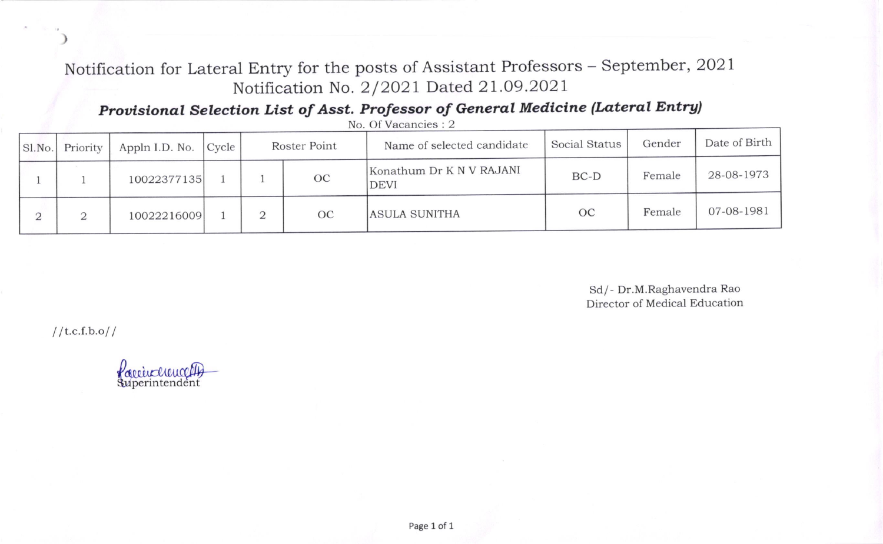# Notification for Lateral Entry for the posts of Assistant Professors – September, 2021

## Notification No. 2/2021 Dated 21.09.2021

### *Provisional Selection List of Asst. Professor of General Medicine (Lateral Entry)*

No. Of Vacancies : 2

| Sl.No. | Priority | Appln I.D. No. | Cycle | Roster Point | | Name of selected candidate | Social Status | Gender | Date of Birth |
|---|---|---|---|---|---|---|---|---|---|
| 1 | 1 | 10022377135 | 1 | 1 | OC | Konathum Dr K N V RAJANI DEVI | BC-D | Female | 28-08-1973 |
| 2 | 2 | 10022216009 | 1 | 2 | OC | ASULA SUNITHA | OC | Female | 07-08-1981 |

Sd/- Dr.M.Raghavendra Rao
Director of Medical Education

//t.c.f.b.o//

Superintendent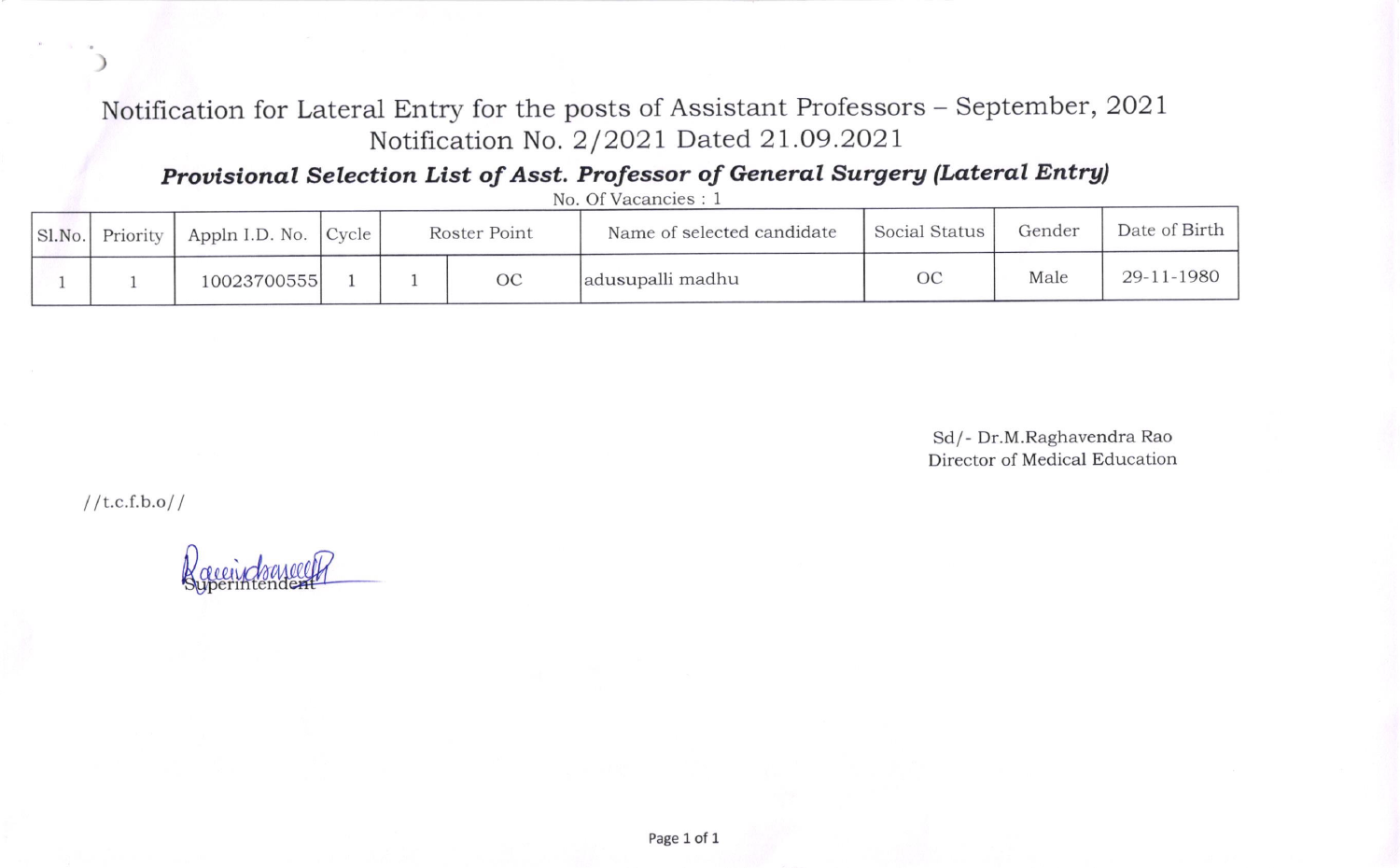Notification for Lateral Entry for the posts of Assistant Professors – September, 2021
Notification No. 2/2021 Dated 21.09.2021

## ***Provisional Selection List of Asst. Professor of General Surgery (Lateral Entry)***

No. Of Vacancies : 1

| Sl.No. | Priority | Appln I.D. No. | Cycle | Roster Point | | Name of selected candidate | Social Status | Gender | Date of Birth |
|---|---|---|---|---|---|---|---|---|---|
| 1 | 1 | 10023700555 | 1 | 1 | OC | adusupalli madhu | OC | Male | 29-11-1980 |

Sd/- Dr.M.Raghavendra Rao
Director of Medical Education

//t.c.f.b.o//

Superintendent